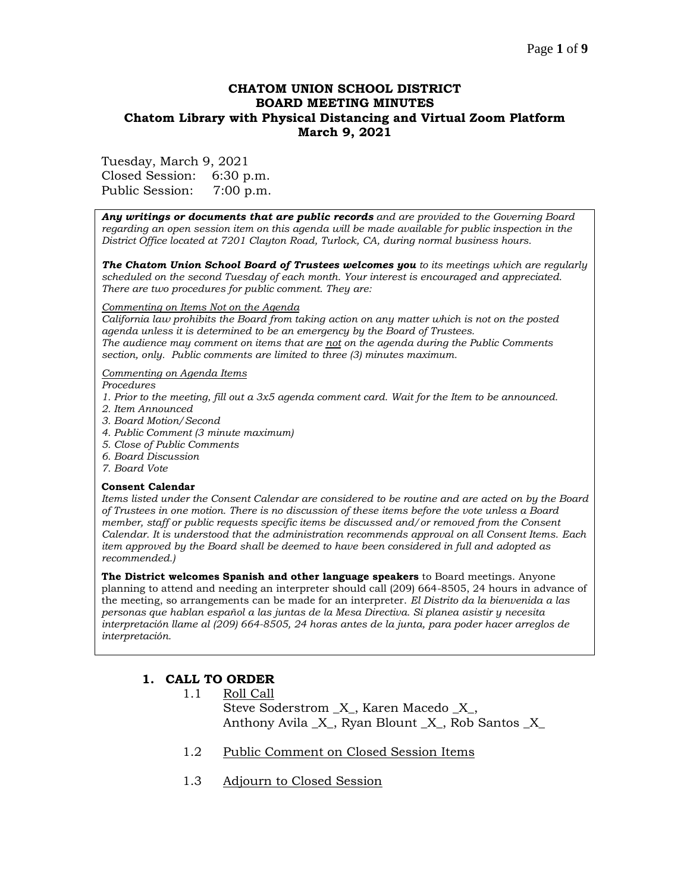# CHATOM UNION SCHOOL DISTRICT
## BOARD MEETING MINUTES
### Chatom Library with Physical Distancing and Virtual Zoom Platform
### March 9, 2021

Tuesday, March 9, 2021
Closed Session: 6:30 p.m.
Public Session: 7:00 p.m.

***Any writings or documents that are public records*** *and are provided to the Governing Board regarding an open session item on this agenda will be made available for public inspection in the District Office located at 7201 Clayton Road, Turlock, CA, during normal business hours.*

***The Chatom Union School Board of Trustees welcomes you*** *to its meetings which are regularly scheduled on the second Tuesday of each month. Your interest is encouraged and appreciated. There are two procedures for public comment. They are:*

*<u>Commenting on Items Not on the Agenda</u>*
*California law prohibits the Board from taking action on any matter which is not on the posted agenda unless it is determined to be an emergency by the Board of Trustees.*
*The audience may comment on items that are <u>not</u> on the agenda during the Public Comments section, only. Public comments are limited to three (3) minutes maximum.*

*<u>Commenting on Agenda Items</u>*
*Procedures*
*1. Prior to the meeting, fill out a 3x5 agenda comment card. Wait for the Item to be announced.*
*2. Item Announced*
*3. Board Motion/Second*
*4. Public Comment (3 minute maximum)*
*5. Close of Public Comments*
*6. Board Discussion*
*7. Board Vote*

**Consent Calendar**
*Items listed under the Consent Calendar are considered to be routine and are acted on by the Board of Trustees in one motion. There is no discussion of these items before the vote unless a Board member, staff or public requests specific items be discussed and/or removed from the Consent Calendar. It is understood that the administration recommends approval on all Consent Items. Each item approved by the Board shall be deemed to have been considered in full and adopted as recommended.)*

**The District welcomes Spanish and other language speakers** to Board meetings. Anyone planning to attend and needing an interpreter should call (209) 664-8505, 24 hours in advance of the meeting, so arrangements can be made for an interpreter. *El Distrito da la bienvenida a las personas que hablan español a las juntas de la Mesa Directiva. Si planea asistir y necesita interpretación llame al (209) 664-8505, 24 horas antes de la junta, para poder hacer arreglos de interpretación.*

## 1. CALL TO ORDER

1.1 <u>Roll Call</u>
Steve Soderstrom _X_, Karen Macedo _X_,
Anthony Avila _X_, Ryan Blount _X_, Rob Santos _X_

1.2 <u>Public Comment on Closed Session Items</u>

1.3 <u>Adjourn to Closed Session</u>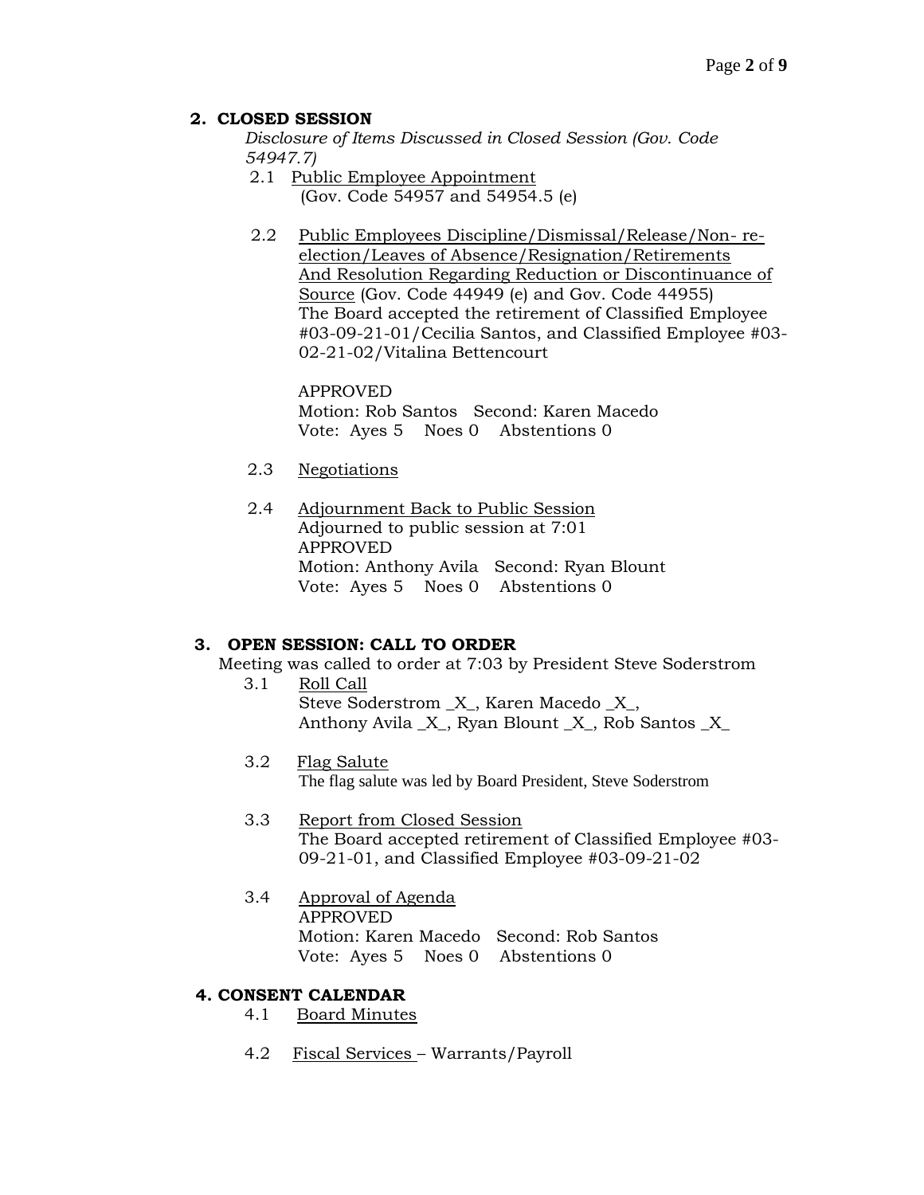## 2. CLOSED SESSION

*Disclosure of Items Discussed in Closed Session (Gov. Code 54947.7)*

2.1 Public Employee Appointment
(Gov. Code 54957 and 54954.5 (e)

2.2 Public Employees Discipline/Dismissal/Release/Non- re-election/Leaves of Absence/Resignation/Retirements And Resolution Regarding Reduction or Discontinuance of Source (Gov. Code 44949 (e) and Gov. Code 44955)
The Board accepted the retirement of Classified Employee #03-09-21-01/Cecilia Santos, and Classified Employee #03-02-21-02/Vitalina Bettencourt

APPROVED
Motion: Rob Santos Second: Karen Macedo
Vote: Ayes 5 Noes 0 Abstentions 0

2.3 Negotiations

2.4 Adjournment Back to Public Session
Adjourned to public session at 7:01
APPROVED
Motion: Anthony Avila Second: Ryan Blount
Vote: Ayes 5 Noes 0 Abstentions 0

## 3. OPEN SESSION: CALL TO ORDER

Meeting was called to order at 7:03 by President Steve Soderstrom

3.1 Roll Call
Steve Soderstrom _X_, Karen Macedo _X_,
Anthony Avila _X_, Ryan Blount _X_, Rob Santos _X_

3.2 Flag Salute
The flag salute was led by Board President, Steve Soderstrom

3.3 Report from Closed Session
The Board accepted retirement of Classified Employee #03-09-21-01, and Classified Employee #03-09-21-02

3.4 Approval of Agenda
APPROVED
Motion: Karen Macedo Second: Rob Santos
Vote: Ayes 5 Noes 0 Abstentions 0

## 4. CONSENT CALENDAR

4.1 Board Minutes

4.2 Fiscal Services – Warrants/Payroll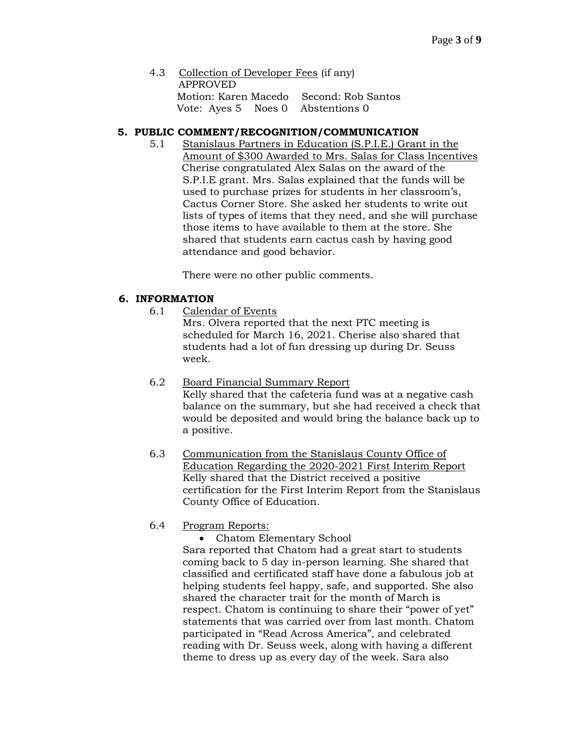4.3 Collection of Developer Fees (if any)
APPROVED
Motion: Karen Macedo Second: Rob Santos
Vote: Ayes 5 Noes 0 Abstentions 0

## 5. PUBLIC COMMENT/RECOGNITION/COMMUNICATION

5.1 Stanislaus Partners in Education (S.P.I.E.) Grant in the Amount of $300 Awarded to Mrs. Salas for Class Incentives

Cherise congratulated Alex Salas on the award of the S.P.I.E grant. Mrs. Salas explained that the funds will be used to purchase prizes for students in her classroom's, Cactus Corner Store. She asked her students to write out lists of types of items that they need, and she will purchase those items to have available to them at the store. She shared that students earn cactus cash by having good attendance and good behavior.

There were no other public comments.

## 6. INFORMATION

6.1 Calendar of Events

Mrs. Olvera reported that the next PTC meeting is scheduled for March 16, 2021. Cherise also shared that students had a lot of fun dressing up during Dr. Seuss week.

6.2 Board Financial Summary Report

Kelly shared that the cafeteria fund was at a negative cash balance on the summary, but she had received a check that would be deposited and would bring the balance back up to a positive.

6.3 Communication from the Stanislaus County Office of Education Regarding the 2020-2021 First Interim Report

Kelly shared that the District received a positive certification for the First Interim Report from the Stanislaus County Office of Education.

6.4 Program Reports:

- Chatom Elementary School

Sara reported that Chatom had a great start to students coming back to 5 day in-person learning. She shared that classified and certificated staff have done a fabulous job at helping students feel happy, safe, and supported. She also shared the character trait for the month of March is respect. Chatom is continuing to share their "power of yet" statements that was carried over from last month. Chatom participated in "Read Across America", and celebrated reading with Dr. Seuss week, along with having a different theme to dress up as every day of the week. Sara also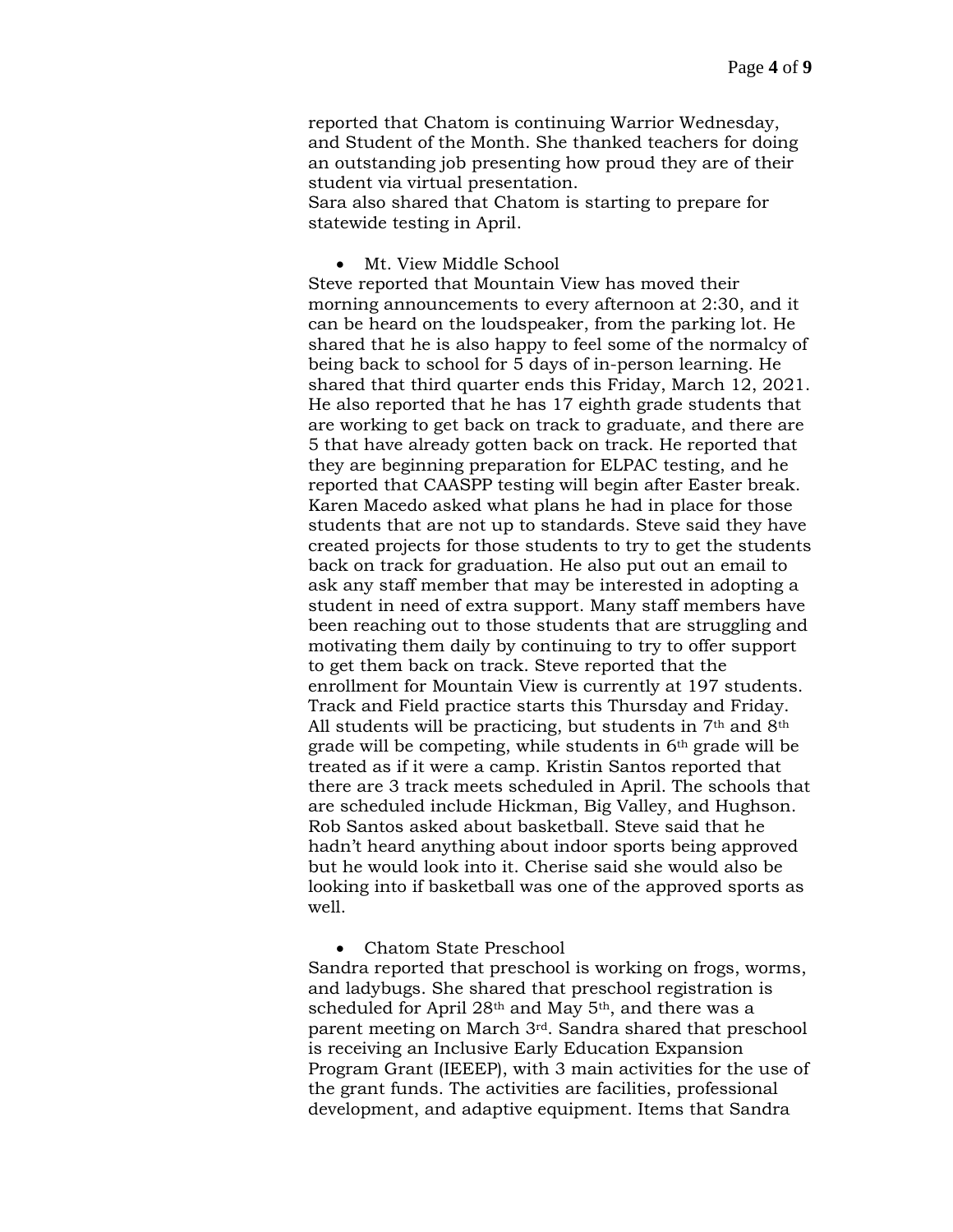reported that Chatom is continuing Warrior Wednesday, and Student of the Month. She thanked teachers for doing an outstanding job presenting how proud they are of their student via virtual presentation.
Sara also shared that Chatom is starting to prepare for statewide testing in April.

- Mt. View Middle School

Steve reported that Mountain View has moved their morning announcements to every afternoon at 2:30, and it can be heard on the loudspeaker, from the parking lot. He shared that he is also happy to feel some of the normalcy of being back to school for 5 days of in-person learning. He shared that third quarter ends this Friday, March 12, 2021. He also reported that he has 17 eighth grade students that are working to get back on track to graduate, and there are 5 that have already gotten back on track. He reported that they are beginning preparation for ELPAC testing, and he reported that CAASPP testing will begin after Easter break. Karen Macedo asked what plans he had in place for those students that are not up to standards. Steve said they have created projects for those students to try to get the students back on track for graduation. He also put out an email to ask any staff member that may be interested in adopting a student in need of extra support. Many staff members have been reaching out to those students that are struggling and motivating them daily by continuing to try to offer support to get them back on track. Steve reported that the enrollment for Mountain View is currently at 197 students. Track and Field practice starts this Thursday and Friday. All students will be practicing, but students in 7th and 8th grade will be competing, while students in 6th grade will be treated as if it were a camp. Kristin Santos reported that there are 3 track meets scheduled in April. The schools that are scheduled include Hickman, Big Valley, and Hughson. Rob Santos asked about basketball. Steve said that he hadn't heard anything about indoor sports being approved but he would look into it. Cherise said she would also be looking into if basketball was one of the approved sports as well.

- Chatom State Preschool

Sandra reported that preschool is working on frogs, worms, and ladybugs. She shared that preschool registration is scheduled for April 28th and May 5th, and there was a parent meeting on March 3rd. Sandra shared that preschool is receiving an Inclusive Early Education Expansion Program Grant (IEEEP), with 3 main activities for the use of the grant funds. The activities are facilities, professional development, and adaptive equipment. Items that Sandra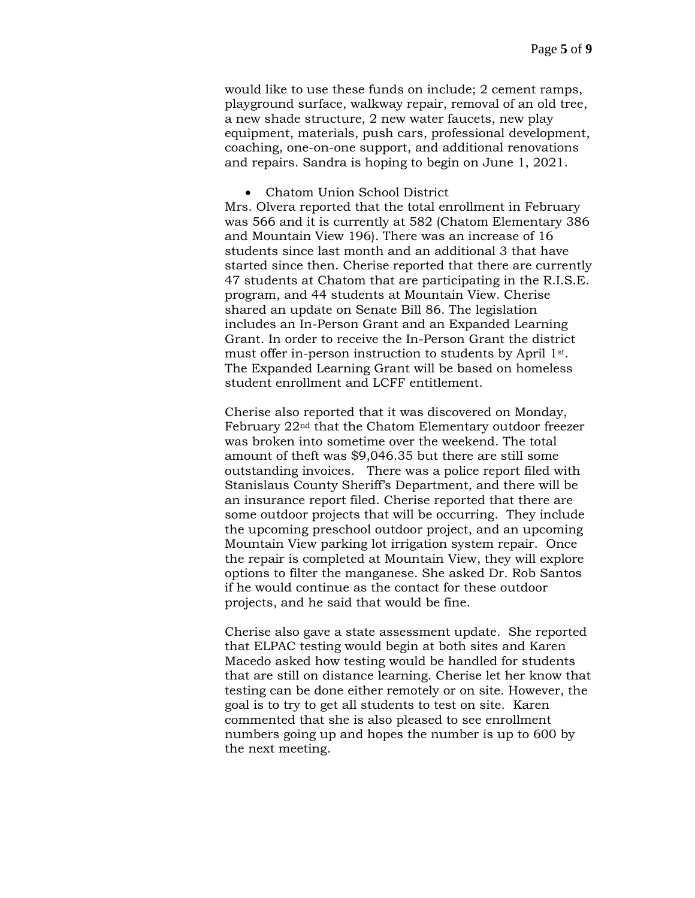would like to use these funds on include; 2 cement ramps, playground surface, walkway repair, removal of an old tree, a new shade structure, 2 new water faucets, new play equipment, materials, push cars, professional development, coaching, one-on-one support, and additional renovations and repairs. Sandra is hoping to begin on June 1, 2021.

- Chatom Union School District

Mrs. Olvera reported that the total enrollment in February was 566 and it is currently at 582 (Chatom Elementary 386 and Mountain View 196). There was an increase of 16 students since last month and an additional 3 that have started since then. Cherise reported that there are currently 47 students at Chatom that are participating in the R.I.S.E. program, and 44 students at Mountain View. Cherise shared an update on Senate Bill 86. The legislation includes an In-Person Grant and an Expanded Learning Grant. In order to receive the In-Person Grant the district must offer in-person instruction to students by April 1st. The Expanded Learning Grant will be based on homeless student enrollment and LCFF entitlement.

Cherise also reported that it was discovered on Monday, February 22nd that the Chatom Elementary outdoor freezer was broken into sometime over the weekend. The total amount of theft was $9,046.35 but there are still some outstanding invoices. There was a police report filed with Stanislaus County Sheriff's Department, and there will be an insurance report filed. Cherise reported that there are some outdoor projects that will be occurring. They include the upcoming preschool outdoor project, and an upcoming Mountain View parking lot irrigation system repair. Once the repair is completed at Mountain View, they will explore options to filter the manganese. She asked Dr. Rob Santos if he would continue as the contact for these outdoor projects, and he said that would be fine.

Cherise also gave a state assessment update. She reported that ELPAC testing would begin at both sites and Karen Macedo asked how testing would be handled for students that are still on distance learning. Cherise let her know that testing can be done either remotely or on site. However, the goal is to try to get all students to test on site. Karen commented that she is also pleased to see enrollment numbers going up and hopes the number is up to 600 by the next meeting.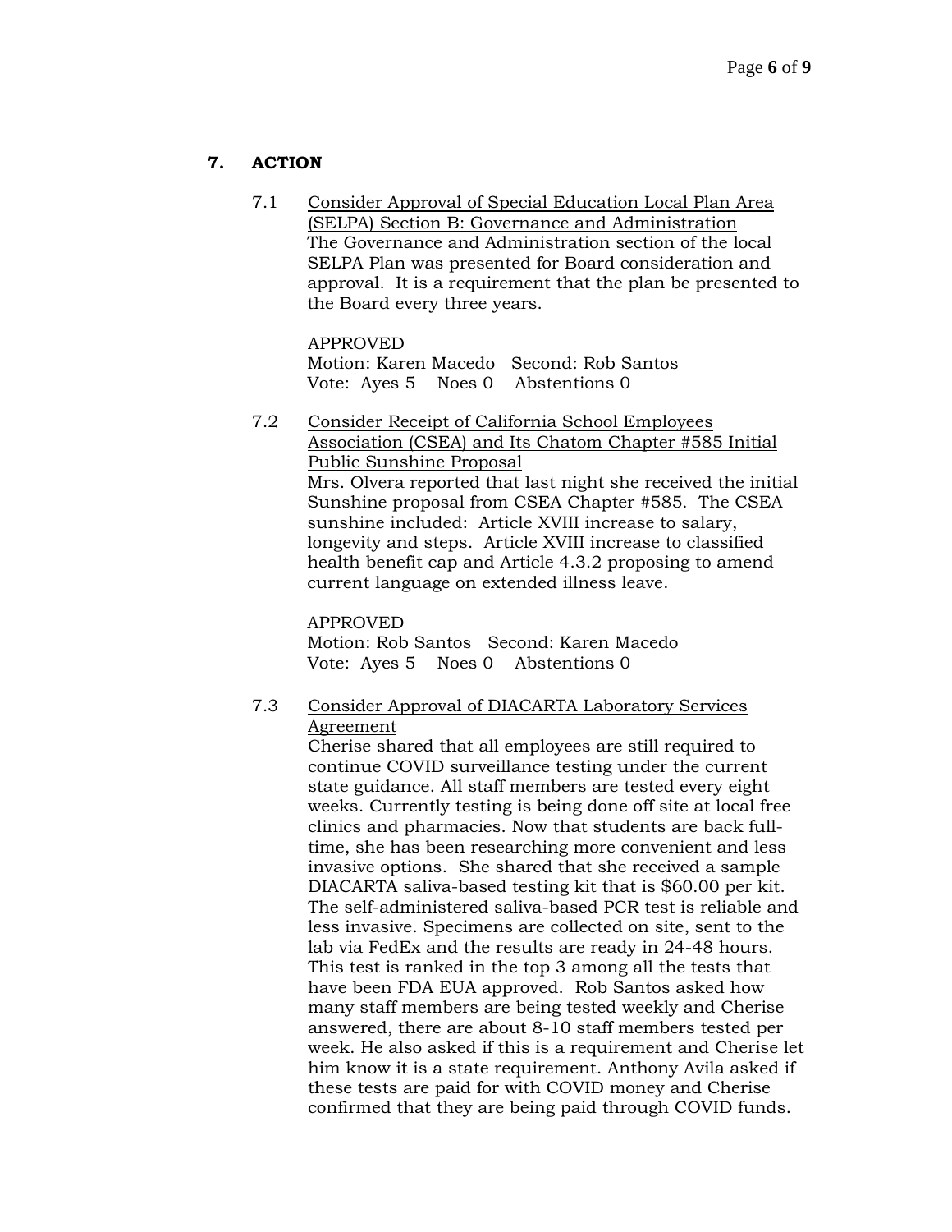## 7. ACTION

7.1 Consider Approval of Special Education Local Plan Area (SELPA) Section B: Governance and Administration
The Governance and Administration section of the local SELPA Plan was presented for Board consideration and approval. It is a requirement that the plan be presented to the Board every three years.

APPROVED
Motion: Karen Macedo Second: Rob Santos
Vote: Ayes 5 Noes 0 Abstentions 0

7.2 Consider Receipt of California School Employees Association (CSEA) and Its Chatom Chapter #585 Initial Public Sunshine Proposal
Mrs. Olvera reported that last night she received the initial Sunshine proposal from CSEA Chapter #585. The CSEA sunshine included: Article XVIII increase to salary, longevity and steps. Article XVIII increase to classified health benefit cap and Article 4.3.2 proposing to amend current language on extended illness leave.

APPROVED
Motion: Rob Santos Second: Karen Macedo
Vote: Ayes 5 Noes 0 Abstentions 0

7.3 Consider Approval of DIACARTA Laboratory Services Agreement
Cherise shared that all employees are still required to continue COVID surveillance testing under the current state guidance. All staff members are tested every eight weeks. Currently testing is being done off site at local free clinics and pharmacies. Now that students are back full-time, she has been researching more convenient and less invasive options. She shared that she received a sample DIACARTA saliva-based testing kit that is $60.00 per kit. The self-administered saliva-based PCR test is reliable and less invasive. Specimens are collected on site, sent to the lab via FedEx and the results are ready in 24-48 hours. This test is ranked in the top 3 among all the tests that have been FDA EUA approved. Rob Santos asked how many staff members are being tested weekly and Cherise answered, there are about 8-10 staff members tested per week. He also asked if this is a requirement and Cherise let him know it is a state requirement. Anthony Avila asked if these tests are paid for with COVID money and Cherise confirmed that they are being paid through COVID funds.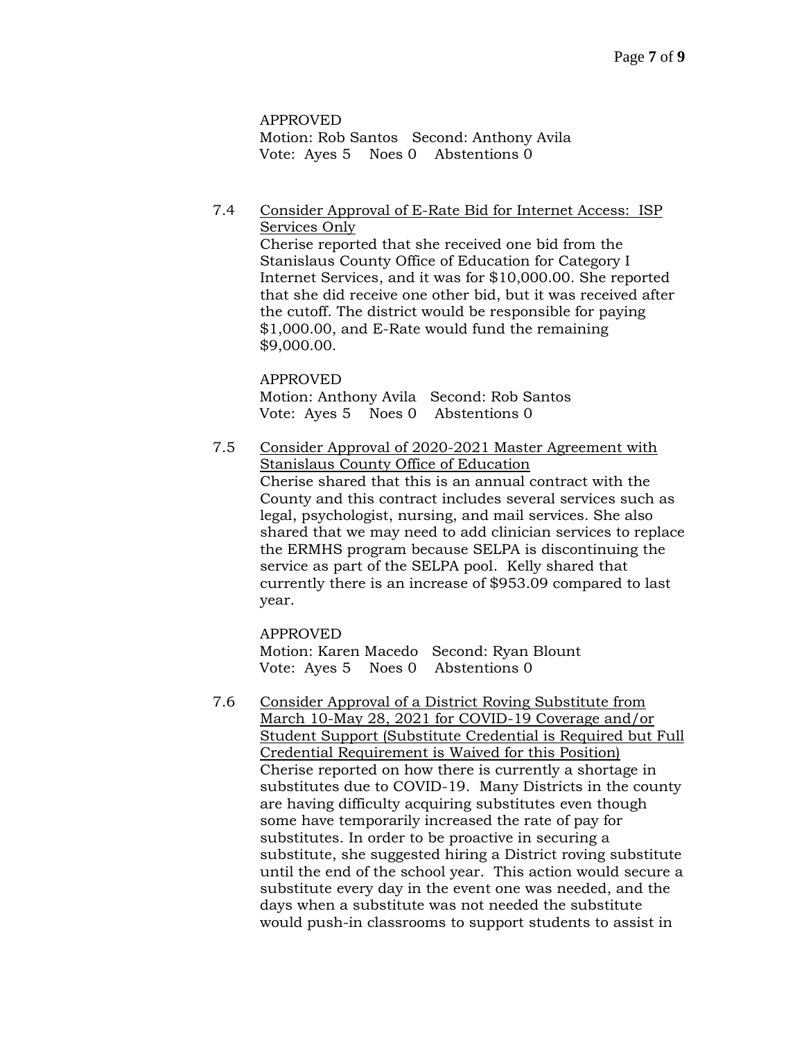APPROVED
Motion: Rob Santos   Second: Anthony Avila
Vote: Ayes 5   Noes 0   Abstentions 0

7.4 <u>Consider Approval of E-Rate Bid for Internet Access: ISP Services Only</u>
Cherise reported that she received one bid from the Stanislaus County Office of Education for Category I Internet Services, and it was for $10,000.00. She reported that she did receive one other bid, but it was received after the cutoff. The district would be responsible for paying $1,000.00, and E-Rate would fund the remaining $9,000.00.

APPROVED
Motion: Anthony Avila   Second: Rob Santos
Vote: Ayes 5   Noes 0   Abstentions 0

7.5 <u>Consider Approval of 2020-2021 Master Agreement with Stanislaus County Office of Education</u>
Cherise shared that this is an annual contract with the County and this contract includes several services such as legal, psychologist, nursing, and mail services. She also shared that we may need to add clinician services to replace the ERMHS program because SELPA is discontinuing the service as part of the SELPA pool. Kelly shared that currently there is an increase of $953.09 compared to last year.

APPROVED
Motion: Karen Macedo   Second: Ryan Blount
Vote: Ayes 5   Noes 0   Abstentions 0

7.6 <u>Consider Approval of a District Roving Substitute from March 10-May 28, 2021 for COVID-19 Coverage and/or Student Support (Substitute Credential is Required but Full Credential Requirement is Waived for this Position)</u>
Cherise reported on how there is currently a shortage in substitutes due to COVID-19. Many Districts in the county are having difficulty acquiring substitutes even though some have temporarily increased the rate of pay for substitutes. In order to be proactive in securing a substitute, she suggested hiring a District roving substitute until the end of the school year. This action would secure a substitute every day in the event one was needed, and the days when a substitute was not needed the substitute would push-in classrooms to support students to assist in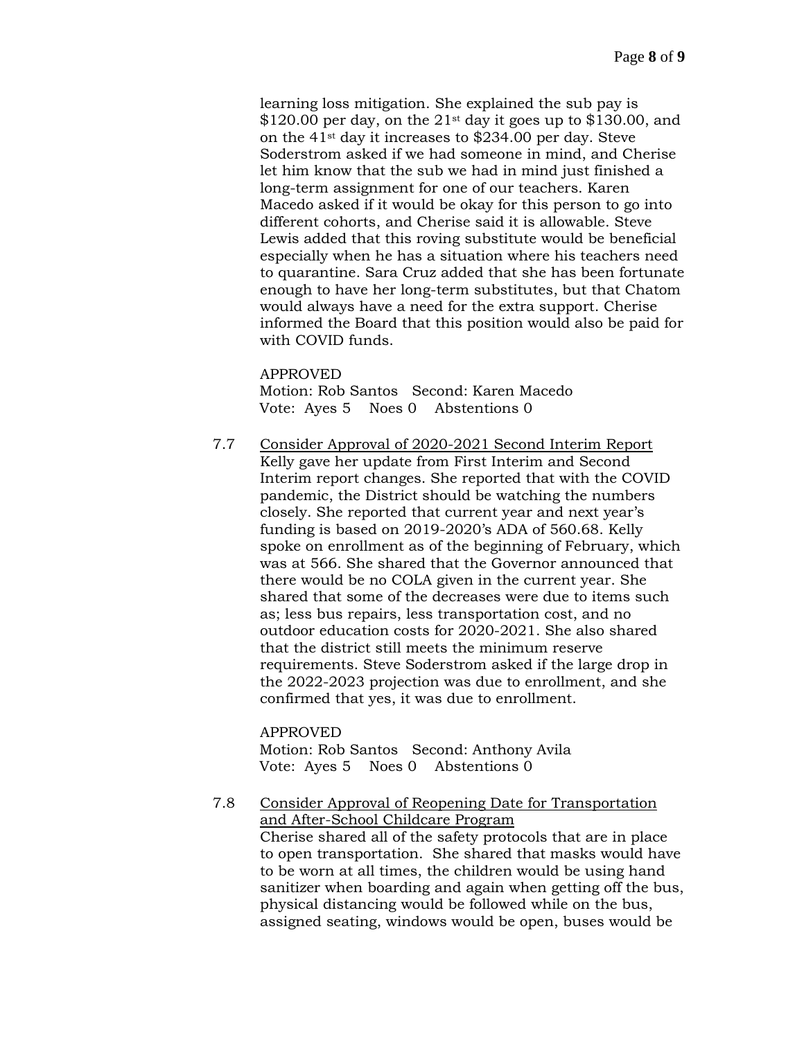learning loss mitigation. She explained the sub pay is $120.00 per day, on the 21st day it goes up to $130.00, and on the 41st day it increases to $234.00 per day. Steve Soderstrom asked if we had someone in mind, and Cherise let him know that the sub we had in mind just finished a long-term assignment for one of our teachers. Karen Macedo asked if it would be okay for this person to go into different cohorts, and Cherise said it is allowable. Steve Lewis added that this roving substitute would be beneficial especially when he has a situation where his teachers need to quarantine. Sara Cruz added that she has been fortunate enough to have her long-term substitutes, but that Chatom would always have a need for the extra support. Cherise informed the Board that this position would also be paid for with COVID funds.

APPROVED
Motion: Rob Santos Second: Karen Macedo
Vote: Ayes 5 Noes 0 Abstentions 0

7.7 Consider Approval of 2020-2021 Second Interim Report
Kelly gave her update from First Interim and Second Interim report changes. She reported that with the COVID pandemic, the District should be watching the numbers closely. She reported that current year and next year's funding is based on 2019-2020's ADA of 560.68. Kelly spoke on enrollment as of the beginning of February, which was at 566. She shared that the Governor announced that there would be no COLA given in the current year. She shared that some of the decreases were due to items such as; less bus repairs, less transportation cost, and no outdoor education costs for 2020-2021. She also shared that the district still meets the minimum reserve requirements. Steve Soderstrom asked if the large drop in the 2022-2023 projection was due to enrollment, and she confirmed that yes, it was due to enrollment.

APPROVED
Motion: Rob Santos Second: Anthony Avila
Vote: Ayes 5 Noes 0 Abstentions 0

7.8 Consider Approval of Reopening Date for Transportation and After-School Childcare Program
Cherise shared all of the safety protocols that are in place to open transportation. She shared that masks would have to be worn at all times, the children would be using hand sanitizer when boarding and again when getting off the bus, physical distancing would be followed while on the bus, assigned seating, windows would be open, buses would be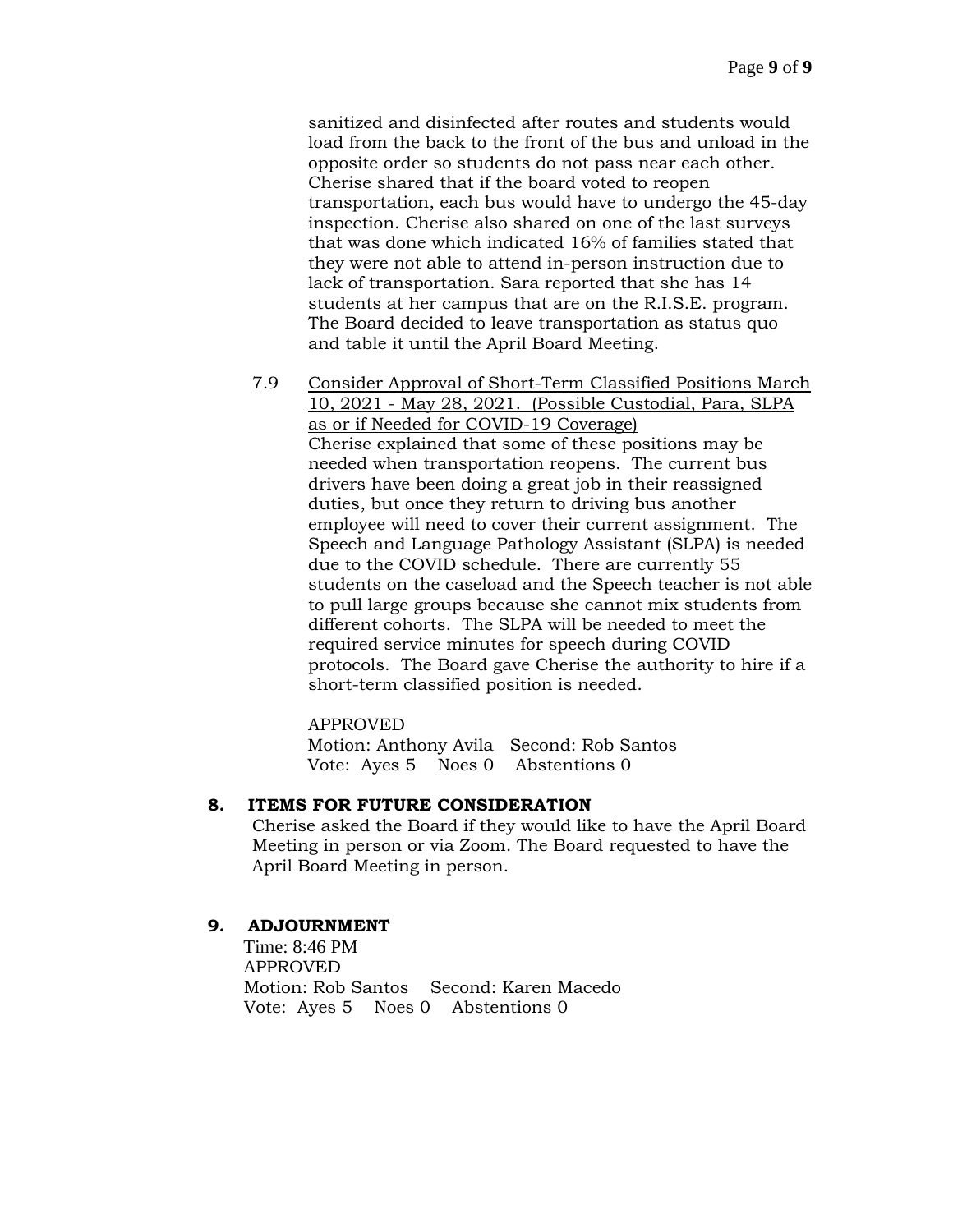sanitized and disinfected after routes and students would load from the back to the front of the bus and unload in the opposite order so students do not pass near each other. Cherise shared that if the board voted to reopen transportation, each bus would have to undergo the 45-day inspection. Cherise also shared on one of the last surveys that was done which indicated 16% of families stated that they were not able to attend in-person instruction due to lack of transportation. Sara reported that she has 14 students at her campus that are on the R.I.S.E. program. The Board decided to leave transportation as status quo and table it until the April Board Meeting.

7.9 Consider Approval of Short-Term Classified Positions March 10, 2021 - May 28, 2021. (Possible Custodial, Para, SLPA as or if Needed for COVID-19 Coverage)

Cherise explained that some of these positions may be needed when transportation reopens. The current bus drivers have been doing a great job in their reassigned duties, but once they return to driving bus another employee will need to cover their current assignment. The Speech and Language Pathology Assistant (SLPA) is needed due to the COVID schedule. There are currently 55 students on the caseload and the Speech teacher is not able to pull large groups because she cannot mix students from different cohorts. The SLPA will be needed to meet the required service minutes for speech during COVID protocols. The Board gave Cherise the authority to hire if a short-term classified position is needed.

APPROVED
Motion: Anthony Avila Second: Rob Santos
Vote: Ayes 5 Noes 0 Abstentions 0

## 8. ITEMS FOR FUTURE CONSIDERATION

Cherise asked the Board if they would like to have the April Board Meeting in person or via Zoom. The Board requested to have the April Board Meeting in person.

## 9. ADJOURNMENT

Time: 8:46 PM
APPROVED
Motion: Rob Santos Second: Karen Macedo
Vote: Ayes 5 Noes 0 Abstentions 0